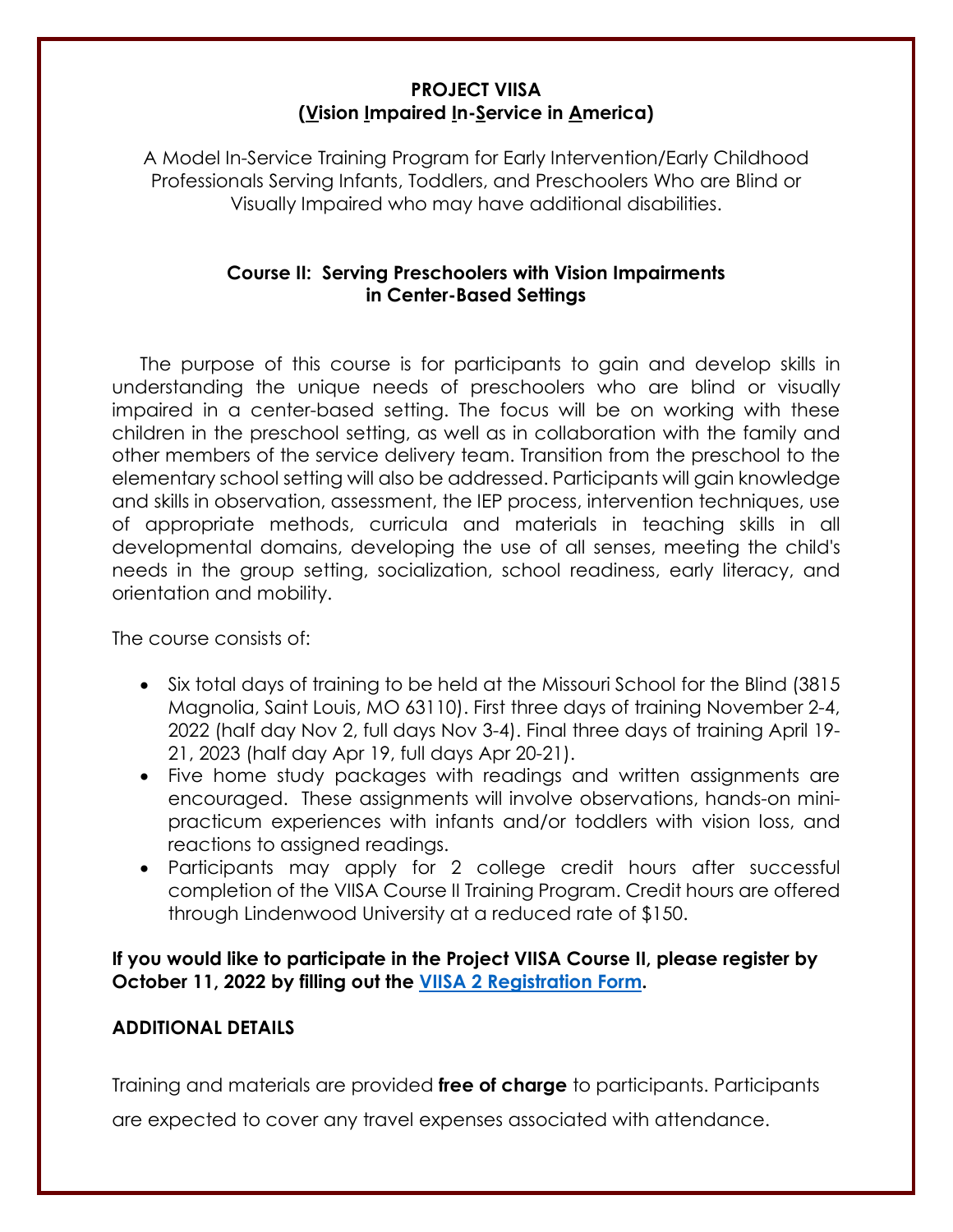**PROJECT VIISA**
**(Vision Impaired In-Service in America)**

A Model In-Service Training Program for Early Intervention/Early Childhood Professionals Serving Infants, Toddlers, and Preschoolers Who are Blind or Visually Impaired who may have additional disabilities.

## Course II: Serving Preschoolers with Vision Impairments in Center-Based Settings

The purpose of this course is for participants to gain and develop skills in understanding the unique needs of preschoolers who are blind or visually impaired in a center-based setting. The focus will be on working with these children in the preschool setting, as well as in collaboration with the family and other members of the service delivery team. Transition from the preschool to the elementary school setting will also be addressed. Participants will gain knowledge and skills in observation, assessment, the IEP process, intervention techniques, use of appropriate methods, curricula and materials in teaching skills in all developmental domains, developing the use of all senses, meeting the child's needs in the group setting, socialization, school readiness, early literacy, and orientation and mobility.

The course consists of:

- Six total days of training to be held at the Missouri School for the Blind (3815 Magnolia, Saint Louis, MO 63110). First three days of training November 2-4, 2022 (half day Nov 2, full days Nov 3-4). Final three days of training April 19-21, 2023 (half day Apr 19, full days Apr 20-21).
- Five home study packages with readings and written assignments are encouraged. These assignments will involve observations, hands-on mini-practicum experiences with infants and/or toddlers with vision loss, and reactions to assigned readings.
- Participants may apply for 2 college credit hours after successful completion of the VIISA Course II Training Program. Credit hours are offered through Lindenwood University at a reduced rate of $150.

**If you would like to participate in the Project VIISA Course II, please register by October 11, 2022 by filling out the VIISA 2 Registration Form.**

### ADDITIONAL DETAILS

Training and materials are provided **free of charge** to participants. Participants are expected to cover any travel expenses associated with attendance.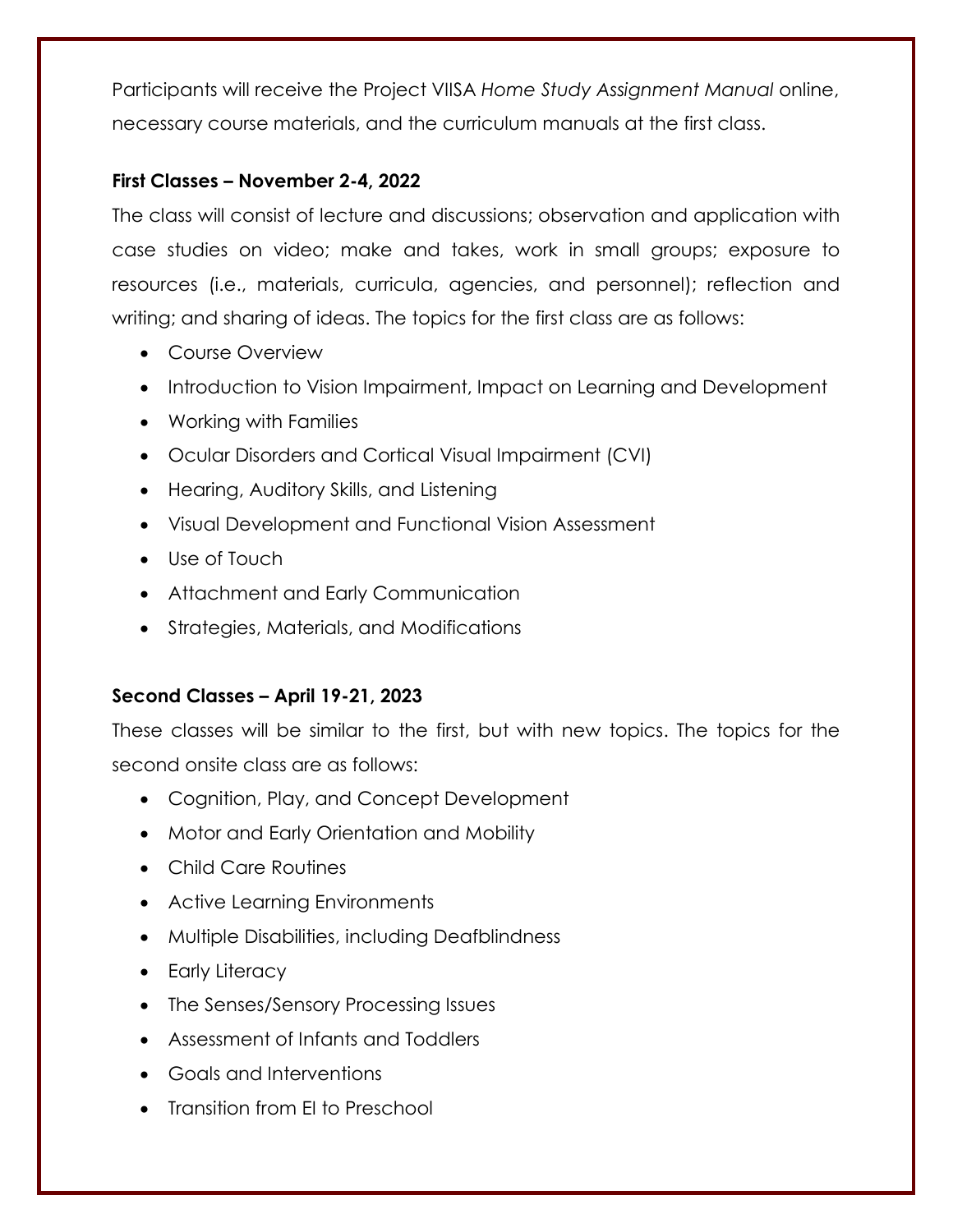Participants will receive the Project VIISA *Home Study Assignment Manual* online, necessary course materials, and the curriculum manuals at the first class.

**First Classes – November 2-4, 2022**

The class will consist of lecture and discussions; observation and application with case studies on video; make and takes, work in small groups; exposure to resources (i.e., materials, curricula, agencies, and personnel); reflection and writing; and sharing of ideas. The topics for the first class are as follows:

- Course Overview
- Introduction to Vision Impairment, Impact on Learning and Development
- Working with Families
- Ocular Disorders and Cortical Visual Impairment (CVI)
- Hearing, Auditory Skills, and Listening
- Visual Development and Functional Vision Assessment
- Use of Touch
- Attachment and Early Communication
- Strategies, Materials, and Modifications

**Second Classes – April 19-21, 2023**

These classes will be similar to the first, but with new topics. The topics for the second onsite class are as follows:

- Cognition, Play, and Concept Development
- Motor and Early Orientation and Mobility
- Child Care Routines
- Active Learning Environments
- Multiple Disabilities, including Deafblindness
- Early Literacy
- The Senses/Sensory Processing Issues
- Assessment of Infants and Toddlers
- Goals and Interventions
- Transition from EI to Preschool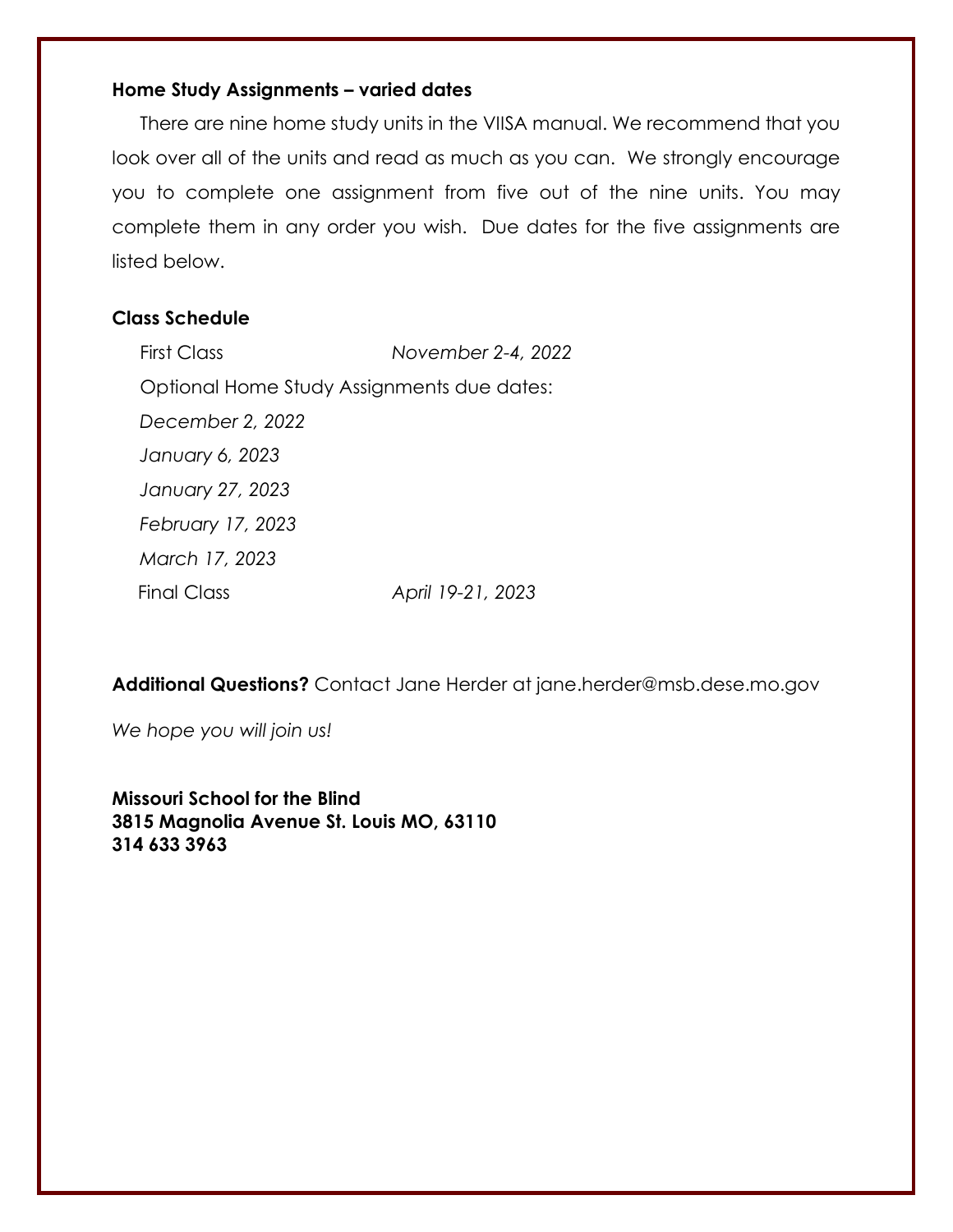**Home Study Assignments – varied dates**

There are nine home study units in the VIISA manual. We recommend that you look over all of the units and read as much as you can. We strongly encourage you to complete one assignment from five out of the nine units. You may complete them in any order you wish. Due dates for the five assignments are listed below.

**Class Schedule**

First Class *November 2-4, 2022*

Optional Home Study Assignments due dates:

*December 2, 2022*

*January 6, 2023*

*January 27, 2023*

*February 17, 2023*

*March 17, 2023*

Final Class *April 19-21, 2023*

**Additional Questions?** Contact Jane Herder at jane.herder@msb.dese.mo.gov

*We hope you will join us!*

**Missouri School for the Blind**
**3815 Magnolia Avenue St. Louis MO, 63110**
**314 633 3963**